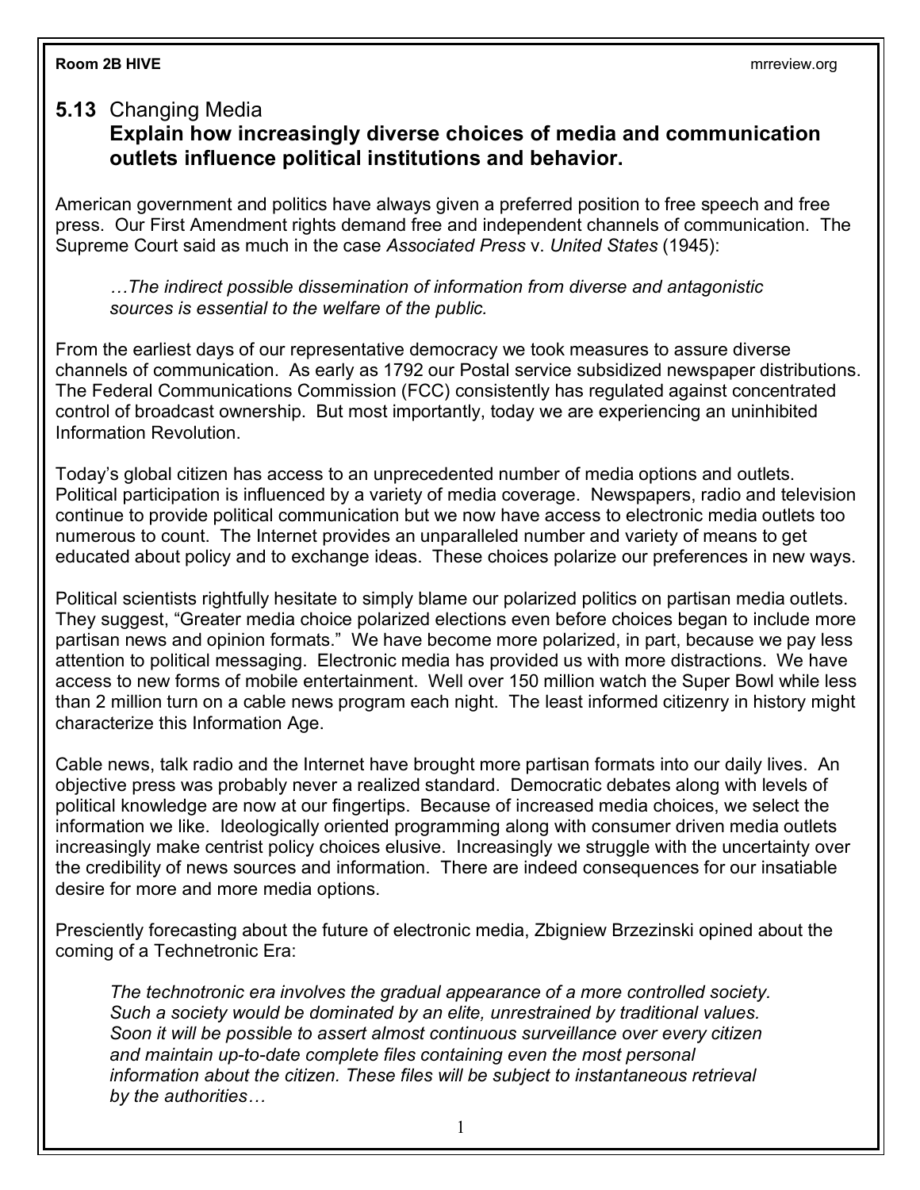## 5.13 Changing Media

### Explain how increasingly diverse choices of media and communication outlets influence political institutions and behavior.

American government and politics have always given a preferred position to free speech and free press. Our First Amendment rights demand free and independent channels of communication. The Supreme Court said as much in the case *Associated Press* v. *United States* (1945):

> *…The indirect possible dissemination of information from diverse and antagonistic sources is essential to the welfare of the public.*

From the earliest days of our representative democracy we took measures to assure diverse channels of communication. As early as 1792 our Postal service subsidized newspaper distributions. The Federal Communications Commission (FCC) consistently has regulated against concentrated control of broadcast ownership. But most importantly, today we are experiencing an uninhibited Information Revolution.

Today's global citizen has access to an unprecedented number of media options and outlets. Political participation is influenced by a variety of media coverage. Newspapers, radio and television continue to provide political communication but we now have access to electronic media outlets too numerous to count. The Internet provides an unparalleled number and variety of means to get educated about policy and to exchange ideas. These choices polarize our preferences in new ways.

Political scientists rightfully hesitate to simply blame our polarized politics on partisan media outlets. They suggest, "Greater media choice polarized elections even before choices began to include more partisan news and opinion formats." We have become more polarized, in part, because we pay less attention to political messaging. Electronic media has provided us with more distractions. We have access to new forms of mobile entertainment. Well over 150 million watch the Super Bowl while less than 2 million turn on a cable news program each night. The least informed citizenry in history might characterize this Information Age.

Cable news, talk radio and the Internet have brought more partisan formats into our daily lives. An objective press was probably never a realized standard. Democratic debates along with levels of political knowledge are now at our fingertips. Because of increased media choices, we select the information we like. Ideologically oriented programming along with consumer driven media outlets increasingly make centrist policy choices elusive. Increasingly we struggle with the uncertainty over the credibility of news sources and information. There are indeed consequences for our insatiable desire for more and more media options.

Presciently forecasting about the future of electronic media, Zbigniew Brzezinski opined about the coming of a Technetronic Era:

> *The technotronic era involves the gradual appearance of a more controlled society. Such a society would be dominated by an elite, unrestrained by traditional values. Soon it will be possible to assert almost continuous surveillance over every citizen and maintain up-to-date complete files containing even the most personal information about the citizen. These files will be subject to instantaneous retrieval by the authorities…*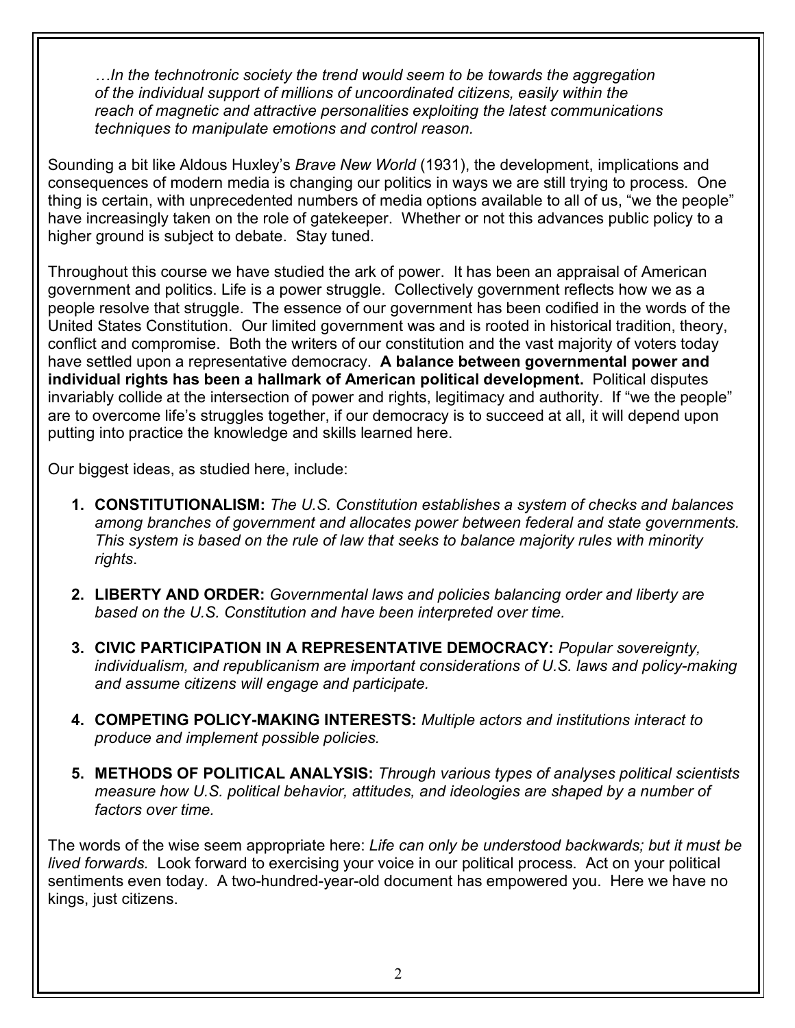*…In the technotronic society the trend would seem to be towards the aggregation of the individual support of millions of uncoordinated citizens, easily within the reach of magnetic and attractive personalities exploiting the latest communications techniques to manipulate emotions and control reason.*

Sounding a bit like Aldous Huxley's *Brave New World* (1931), the development, implications and consequences of modern media is changing our politics in ways we are still trying to process. One thing is certain, with unprecedented numbers of media options available to all of us, "we the people" have increasingly taken on the role of gatekeeper. Whether or not this advances public policy to a higher ground is subject to debate. Stay tuned.

Throughout this course we have studied the ark of power. It has been an appraisal of American government and politics. Life is a power struggle. Collectively government reflects how we as a people resolve that struggle. The essence of our government has been codified in the words of the United States Constitution. Our limited government was and is rooted in historical tradition, theory, conflict and compromise. Both the writers of our constitution and the vast majority of voters today have settled upon a representative democracy. **A balance between governmental power and individual rights has been a hallmark of American political development.** Political disputes invariably collide at the intersection of power and rights, legitimacy and authority. If "we the people" are to overcome life's struggles together, if our democracy is to succeed at all, it will depend upon putting into practice the knowledge and skills learned here.

Our biggest ideas, as studied here, include:

1. **CONSTITUTIONALISM:** *The U.S. Constitution establishes a system of checks and balances among branches of government and allocates power between federal and state governments. This system is based on the rule of law that seeks to balance majority rules with minority rights*.

2. **LIBERTY AND ORDER:** *Governmental laws and policies balancing order and liberty are based on the U.S. Constitution and have been interpreted over time.*

3. **CIVIC PARTICIPATION IN A REPRESENTATIVE DEMOCRACY:** *Popular sovereignty, individualism, and republicanism are important considerations of U.S. laws and policy-making and assume citizens will engage and participate.*

4. **COMPETING POLICY-MAKING INTERESTS:** *Multiple actors and institutions interact to produce and implement possible policies.*

5. **METHODS OF POLITICAL ANALYSIS:** *Through various types of analyses political scientists measure how U.S. political behavior, attitudes, and ideologies are shaped by a number of factors over time.*

The words of the wise seem appropriate here: *Life can only be understood backwards; but it must be lived forwards.* Look forward to exercising your voice in our political process. Act on your political sentiments even today. A two-hundred-year-old document has empowered you. Here we have no kings, just citizens.